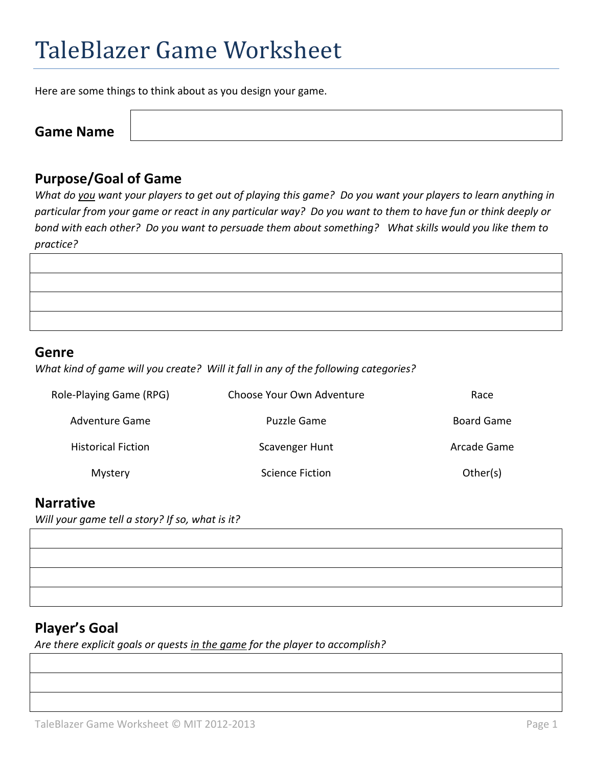# TaleBlazer Game Worksheet

Here are some things to think about as you design your game.

**Game Name**

| |
|---|

## Purpose/Goal of Game

*What do you want your players to get out of playing this game? Do you want your players to learn anything in particular from your game or react in any particular way? Do you want to them to have fun or think deeply or bond with each other? Do you want to persuade them about something? What skills would you like them to practice?*

| |
|---|
| |
| |
| |

## Genre

*What kind of game will you create? Will it fall in any of the following categories?*

| | | |
|---|---|---|
| Role-Playing Game (RPG) | Choose Your Own Adventure | Race |
| Adventure Game | Puzzle Game | Board Game |
| Historical Fiction | Scavenger Hunt | Arcade Game |
| Mystery | Science Fiction | Other(s) |

## Narrative

*Will your game tell a story? If so, what is it?*

| |
|---|
| |
| |
| |

## Player's Goal

*Are there explicit goals or quests in the game for the player to accomplish?*

| |
|---|
| |
| |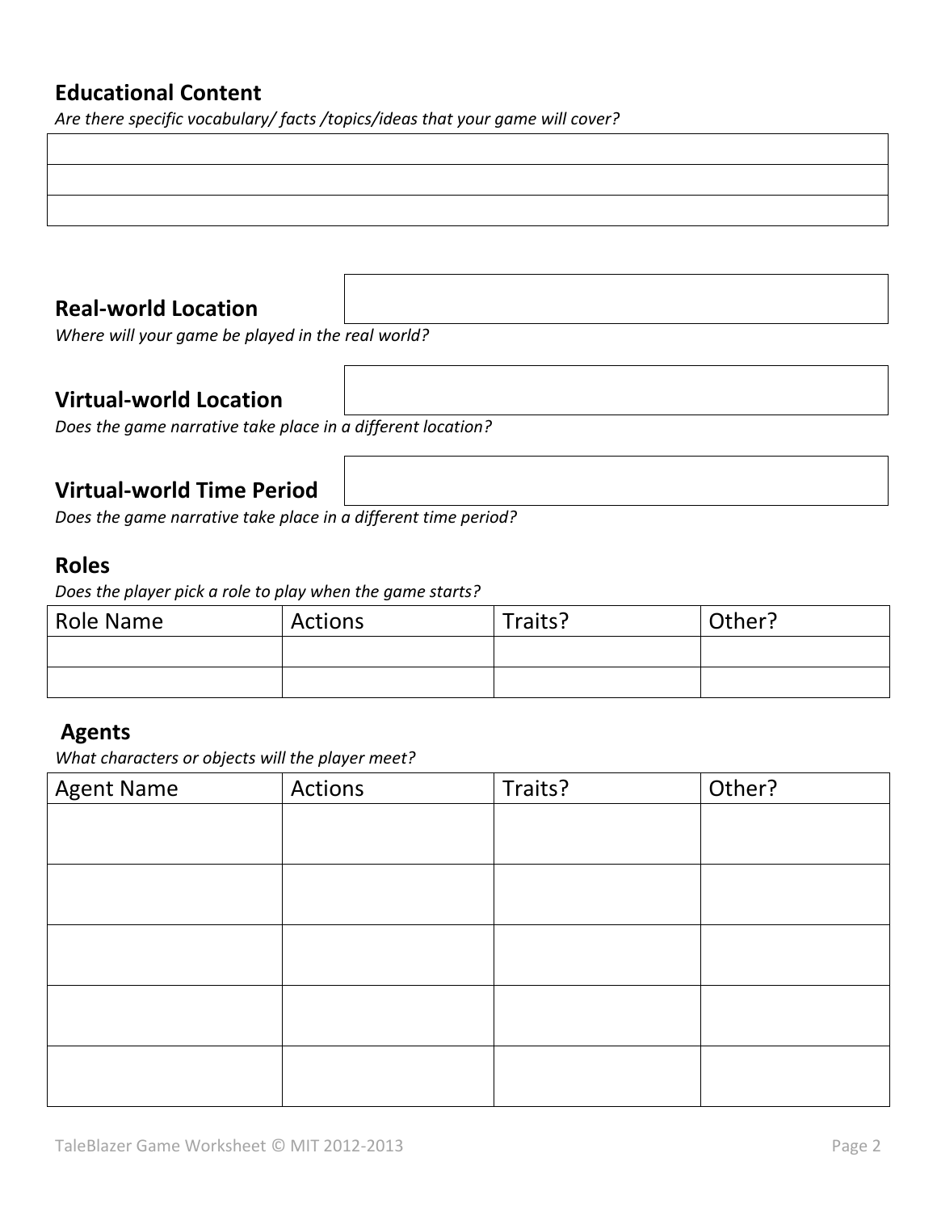## Educational Content

*Are there specific vocabulary/ facts /topics/ideas that your game will cover?*

| |
|---|
| |
| |
| |

## Real-world Location

*Where will your game be played in the real world?*

## Virtual-world Location

*Does the game narrative take place in a different location?*

## Virtual-world Time Period

*Does the game narrative take place in a different time period?*

## Roles

*Does the player pick a role to play when the game starts?*

| Role Name | Actions | Traits? | Other? |
|---|---|---|---|
| | | | |
| | | | |

## Agents

*What characters or objects will the player meet?*

| Agent Name | Actions | Traits? | Other? |
|---|---|---|---|
| | | | |
| | | | |
| | | | |
| | | | |
| | | | |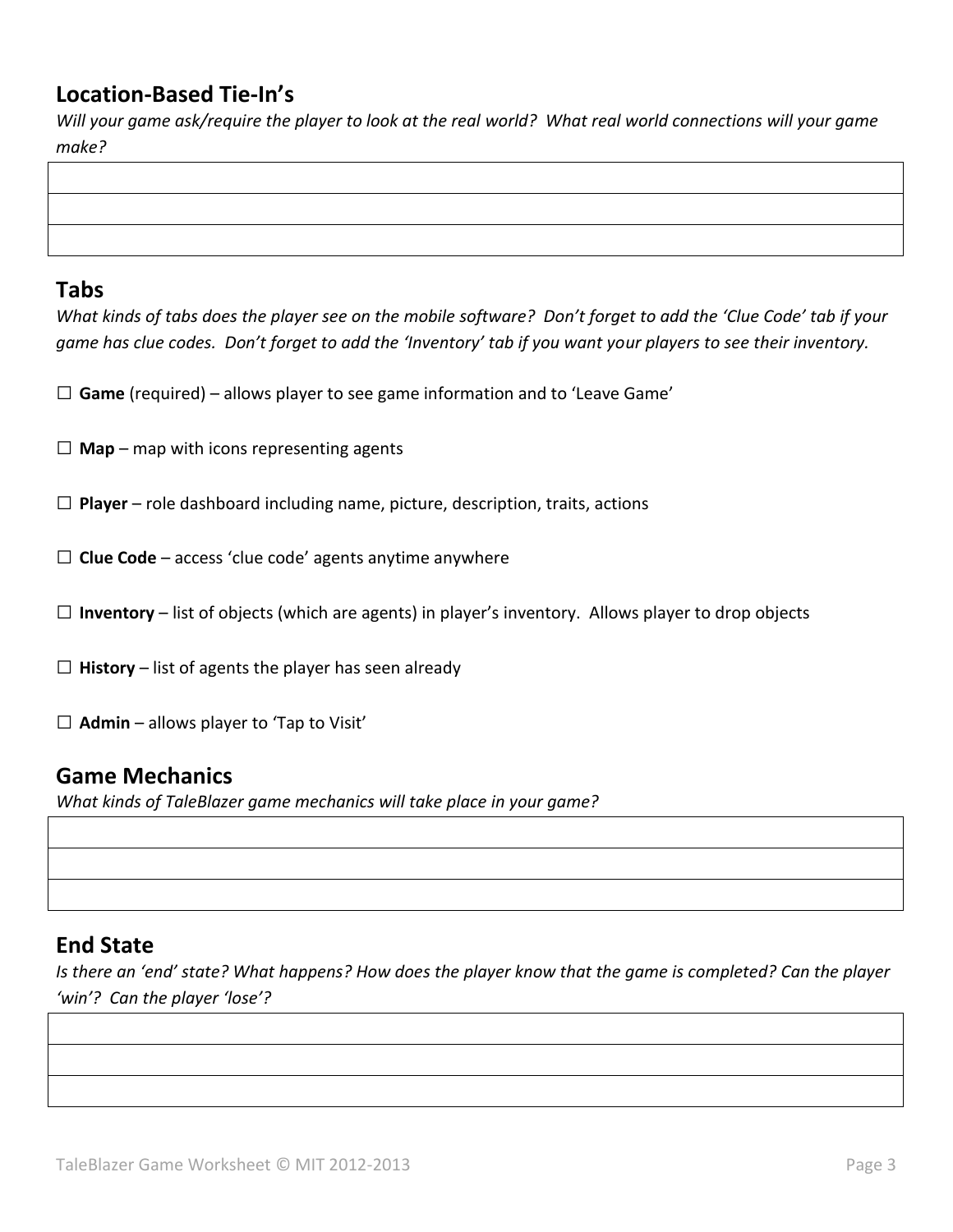## Location-Based Tie-In's

*Will your game ask/require the player to look at the real world? What real world connections will your game make?*

| |
|---|
| |
| |
| |

## Tabs

*What kinds of tabs does the player see on the mobile software? Don't forget to add the 'Clue Code' tab if your game has clue codes. Don't forget to add the 'Inventory' tab if you want your players to see their inventory.*

☐ **Game** (required) – allows player to see game information and to 'Leave Game'

☐ **Map** – map with icons representing agents

☐ **Player** – role dashboard including name, picture, description, traits, actions

☐ **Clue Code** – access 'clue code' agents anytime anywhere

☐ **Inventory** – list of objects (which are agents) in player's inventory. Allows player to drop objects

☐ **History** – list of agents the player has seen already

☐ **Admin** – allows player to 'Tap to Visit'

## Game Mechanics

*What kinds of TaleBlazer game mechanics will take place in your game?*

| |
|---|
| |
| |
| |

## End State

*Is there an 'end' state? What happens? How does the player know that the game is completed? Can the player 'win'? Can the player 'lose'?*

| |
|---|
| |
| |
| |

TaleBlazer Game Worksheet © MIT 2012-2013